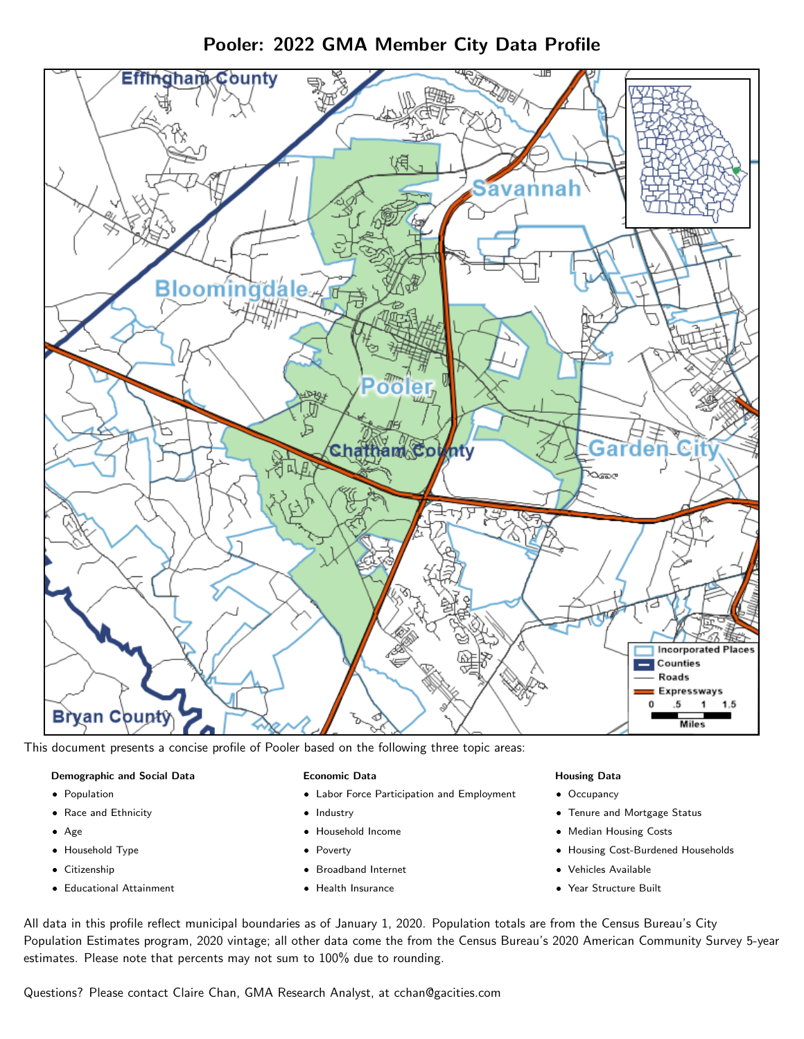# Pooler: 2022 GMA Member City Data Profile

This document presents a concise profile of Pooler based on the following three topic areas:

**Demographic and Social Data**

- Population
- Race and Ethnicity
- Age
- Household Type
- Citizenship
- Educational Attainment

**Economic Data**

- Labor Force Participation and Employment
- Industry
- Household Income
- Poverty
- Broadband Internet
- Health Insurance

**Housing Data**

- Occupancy
- Tenure and Mortgage Status
- Median Housing Costs
- Housing Cost-Burdened Households
- Vehicles Available
- Year Structure Built

All data in this profile reflect municipal boundaries as of January 1, 2020. Population totals are from the Census Bureau's City Population Estimates program, 2020 vintage; all other data come the from the Census Bureau's 2020 American Community Survey 5-year estimates. Please note that percents may not sum to 100% due to rounding.

Questions? Please contact Claire Chan, GMA Research Analyst, at cchan@gacities.com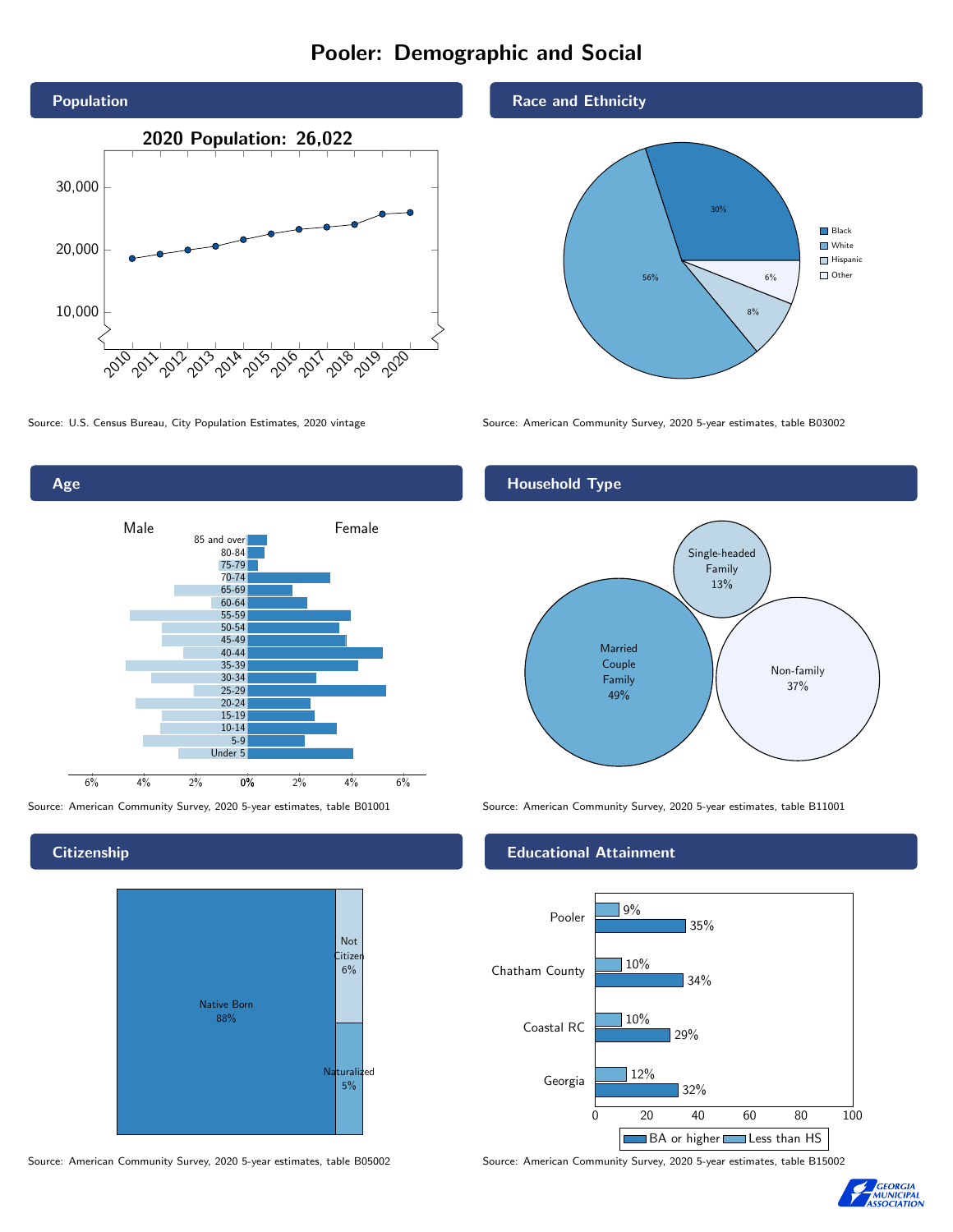# Pooler: Demographic and Social

## Population

2020 Population: 26,022

Source: U.S. Census Bureau, City Population Estimates, 2020 vintage

## Race and Ethnicity

| Race/Ethnicity | Percent |
|---|---|
| Black | 30% |
| White | 56% |
| Hispanic | 8% |
| Other | 6% |

Source: American Community Survey, 2020 5-year estimates, table B03002

## Age

Male / Female

85 and over, 80-84, 75-79, 70-74, 65-69, 60-64, 55-59, 50-54, 45-49, 40-44, 35-39, 30-34, 25-29, 20-24, 15-19, 10-14, 5-9, Under 5

Source: American Community Survey, 2020 5-year estimates, table B01001

## Household Type

| Household Type | Percent |
|---|---|
| Married Couple Family | 49% |
| Single-headed Family | 13% |
| Non-family | 37% |

Source: American Community Survey, 2020 5-year estimates, table B11001

## Citizenship

| Citizenship | Percent |
|---|---|
| Native Born | 88% |
| Not Citizen | 6% |
| Naturalized | 5% |

Source: American Community Survey, 2020 5-year estimates, table B05002

## Educational Attainment

| Area | Less than HS | BA or higher |
|---|---|---|
| Pooler | 9% | 35% |
| Chatham County | 10% | 34% |
| Coastal RC | 10% | 29% |
| Georgia | 12% | 32% |

Source: American Community Survey, 2020 5-year estimates, table B15002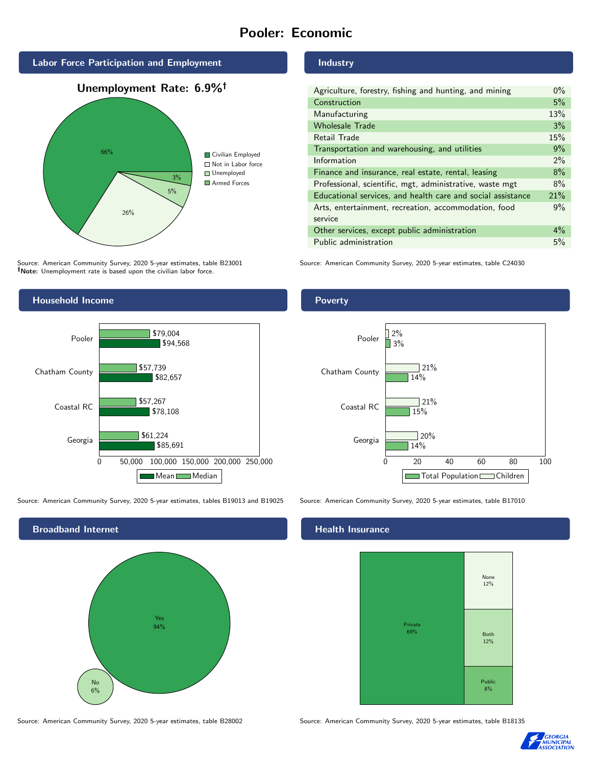# Pooler: Economic

## Labor Force Participation and Employment

**Unemployment Rate: 6.9%†**

| Category | Percent |
|---|---|
| Civilian Employed | 66% |
| Not in Labor force | 26% |
| Unemployed | 5% |
| Armed Forces | 3% |

Source: American Community Survey, 2020 5-year estimates, table B23001
**†Note:** Unemployment rate is based upon the civilian labor force.

## Industry

| Industry | Percent |
|---|---|
| Agriculture, forestry, fishing and hunting, and mining | 0% |
| Construction | 5% |
| Manufacturing | 13% |
| Wholesale Trade | 3% |
| Retail Trade | 15% |
| Transportation and warehousing, and utilities | 9% |
| Information | 2% |
| Finance and insurance, real estate, rental, leasing | 8% |
| Professional, scientific, mgt, administrative, waste mgt | 8% |
| Educational services, and health care and social assistance | 21% |
| Arts, entertainment, recreation, accommodation, food service | 9% |
| Other services, except public administration | 4% |
| Public administration | 5% |

Source: American Community Survey, 2020 5-year estimates, table C24030

## Household Income

| Area | Median | Mean |
|---|---|---|
| Pooler | $79,004 | $94,568 |
| Chatham County | $57,739 | $82,657 |
| Coastal RC | $57,267 | $78,108 |
| Georgia | $61,224 | $85,691 |

Source: American Community Survey, 2020 5-year estimates, tables B19013 and B19025

## Poverty

| Area | Children | Total Population |
|---|---|---|
| Pooler | 2% | 3% |
| Chatham County | 21% | 14% |
| Coastal RC | 21% | 15% |
| Georgia | 20% | 14% |

Source: American Community Survey, 2020 5-year estimates, table B17010

## Broadband Internet

| Response | Percent |
|---|---|
| Yes | 94% |
| No | 6% |

Source: American Community Survey, 2020 5-year estimates, table B28002

## Health Insurance

| Type | Percent |
|---|---|
| Private | 69% |
| None | 12% |
| Both | 12% |
| Public | 8% |

Source: American Community Survey, 2020 5-year estimates, table B18135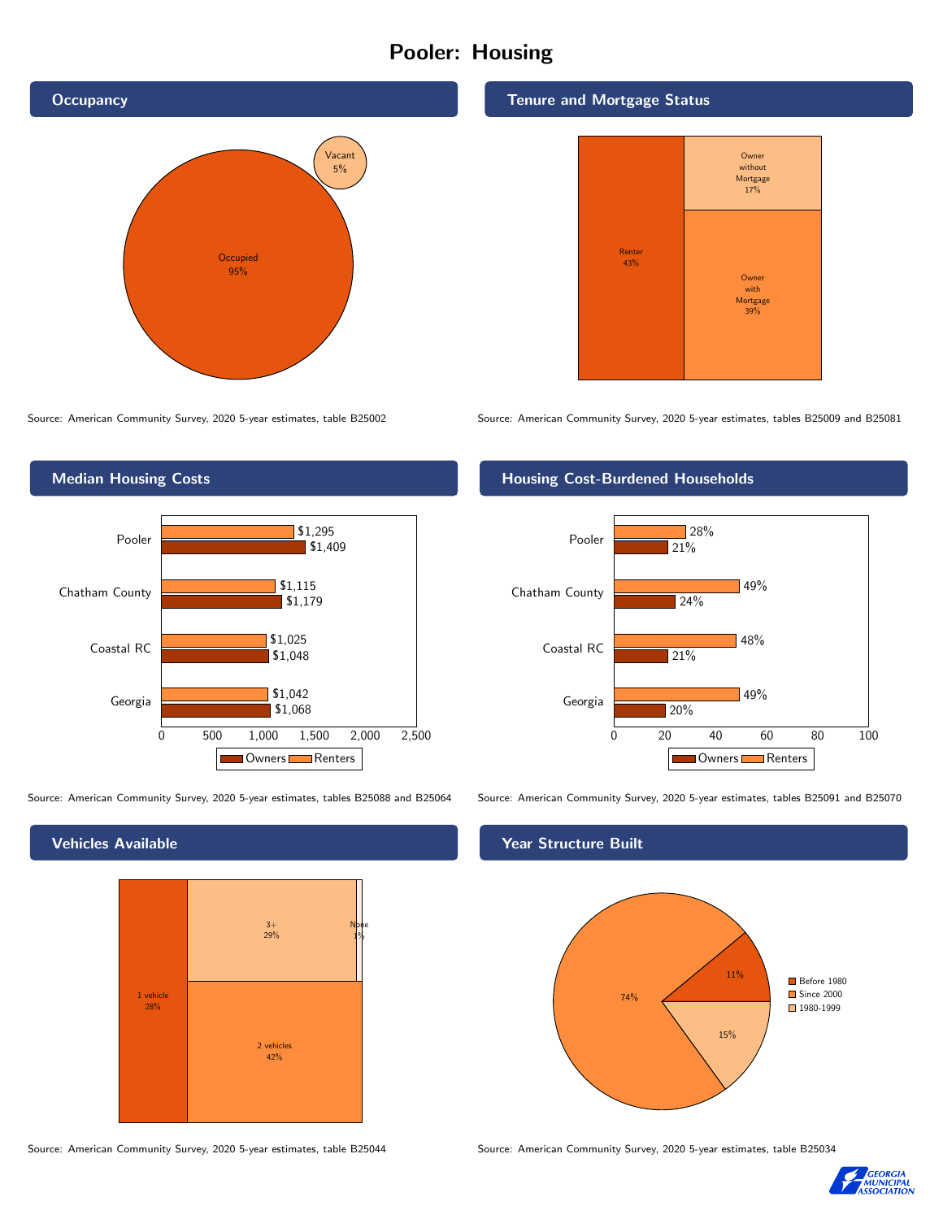# Pooler: Housing

## Occupancy

Occupied
95%

Vacant
5%

Source: American Community Survey, 2020 5-year estimates, table B25002

## Tenure and Mortgage Status

Renter
43%

Owner without Mortgage
17%

Owner with Mortgage
39%

Source: American Community Survey, 2020 5-year estimates, tables B25009 and B25081

## Median Housing Costs

Pooler
$1,295
$1,409

Chatham County
$1,115
$1,179

Coastal RC
$1,025
$1,048

Georgia
$1,042
$1,068

0 500 1,000 1,500 2,000 2,500

Owners Renters

Source: American Community Survey, 2020 5-year estimates, tables B25088 and B25064

## Housing Cost-Burdened Households

Pooler
28%
21%

Chatham County
49%
24%

Coastal RC
48%
21%

Georgia
49%
20%

0 20 40 60 80 100

Owners Renters

Source: American Community Survey, 2020 5-year estimates, tables B25091 and B25070

## Vehicles Available

1 vehicle
28%

3+
29%

None
1%

2 vehicles
42%

Source: American Community Survey, 2020 5-year estimates, table B25044

## Year Structure Built

74%

11%

15%

Before 1980
Since 2000
1980-1999

Source: American Community Survey, 2020 5-year estimates, table B25034